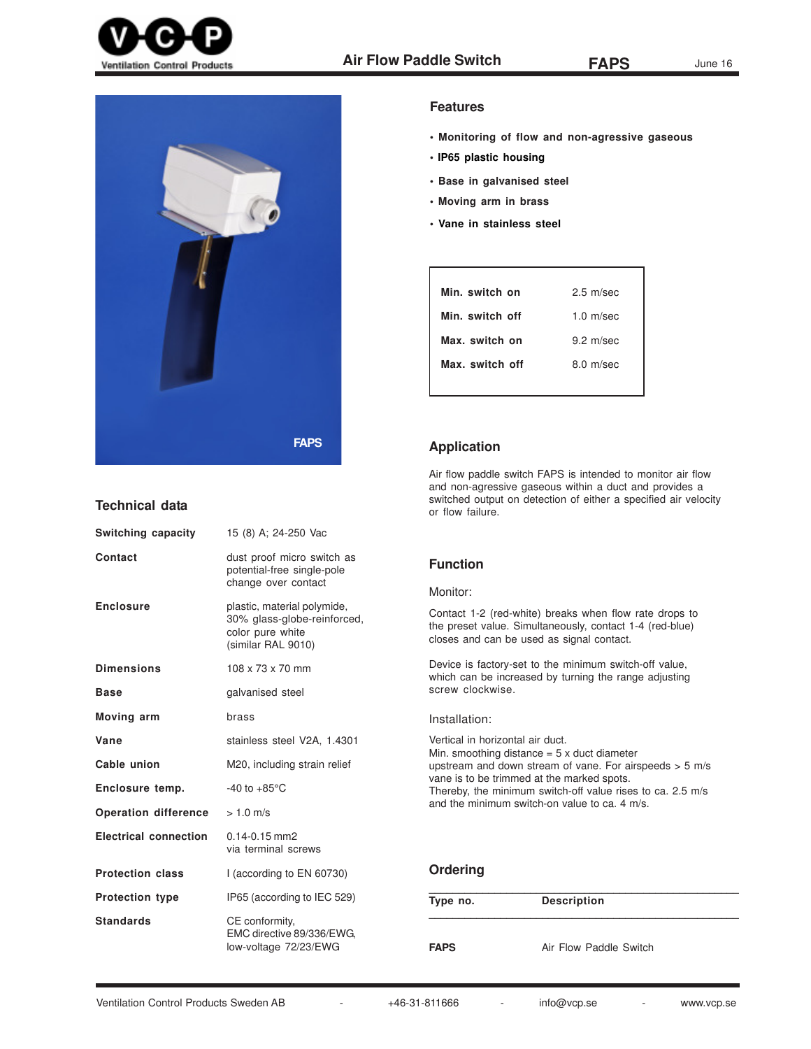# Air Flow Paddle Switch FAPS

June 16

## Features

- Monitoring of flow and non-agressive gaseous
- IP65 plastic housing
- Base in galvanised steel
- Moving arm in brass
- Vane in stainless steel

| | |
|---|---|
| **Min. switch on** | 2.5 m/sec |
| **Min. switch off** | 1.0 m/sec |
| **Max. switch on** | 9.2 m/sec |
| **Max. switch off** | 8.0 m/sec |

## Technical data

| | |
|---|---|
| **Switching capacity** | 15 (8) A; 24-250 Vac |
| **Contact** | dust proof micro switch as potential-free single-pole change over contact |
| **Enclosure** | plastic, material polymide, 30% glass-globe-reinforced, color pure white (similar RAL 9010) |
| **Dimensions** | 108 x 73 x 70 mm |
| **Base** | galvanised steel |
| **Moving arm** | brass |
| **Vane** | stainless steel V2A, 1.4301 |
| **Cable union** | M20, including strain relief |
| **Enclosure temp.** | -40 to +85°C |
| **Operation difference** | > 1.0 m/s |
| **Electrical connection** | 0.14-0.15 mm2 via terminal screws |
| **Protection class** | I (according to EN 60730) |
| **Protection type** | IP65 (according to IEC 529) |
| **Standards** | CE conformity, EMC directive 89/336/EWG, low-voltage 72/23/EWG |

## Application

Air flow paddle switch FAPS is intended to monitor air flow and non-agressive gaseous within a duct and provides a switched output on detection of either a specified air velocity or flow failure.

## Function

Monitor:

Contact 1-2 (red-white) breaks when flow rate drops to the preset value. Simultaneously, contact 1-4 (red-blue) closes and can be used as signal contact.

Device is factory-set to the minimum switch-off value, which can be increased by turning the range adjusting screw clockwise.

Installation:

Vertical in horizontal air duct.
Min. smoothing distance = 5 x duct diameter upstream and down stream of vane. For airspeeds > 5 m/s vane is to be trimmed at the marked spots.
Thereby, the minimum switch-off value rises to ca. 2.5 m/s and the minimum switch-on value to ca. 4 m/s.

## Ordering

| Type no. | Description |
|---|---|
| **FAPS** | Air Flow Paddle Switch |

Ventilation Control Products Sweden AB - +46-31-811666 - info@vcp.se - www.vcp.se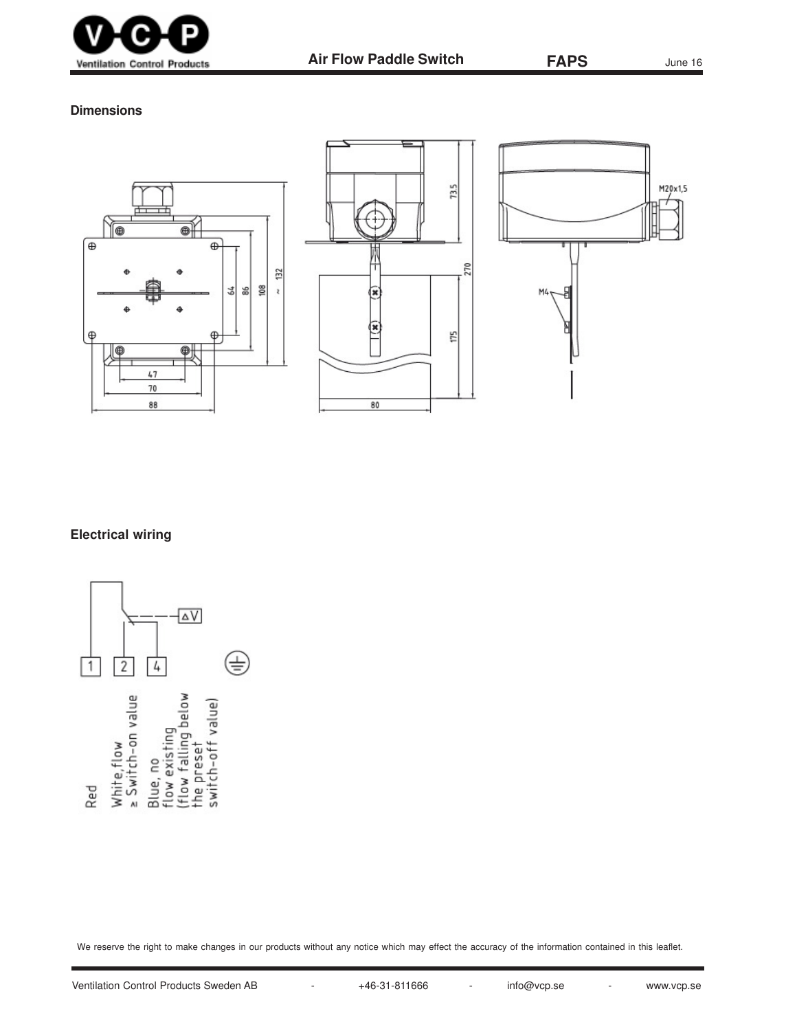## Dimensions

M20x1,5

73,5

270

175

80

M4

64

86

108

~ 132

47

70

88

## Electrical wiring

ΔV

1 2 4

Red

White, flow
≥ Switch-on value

Blue, no
flow existing
(flow falling below
the preset
switch-off value)

We reserve the right to make changes in our products without any notice which may effect the accuracy of the information contained in this leaflet.

Ventilation Control Products Sweden AB - +46-31-811666 - info@vcp.se - www.vcp.se